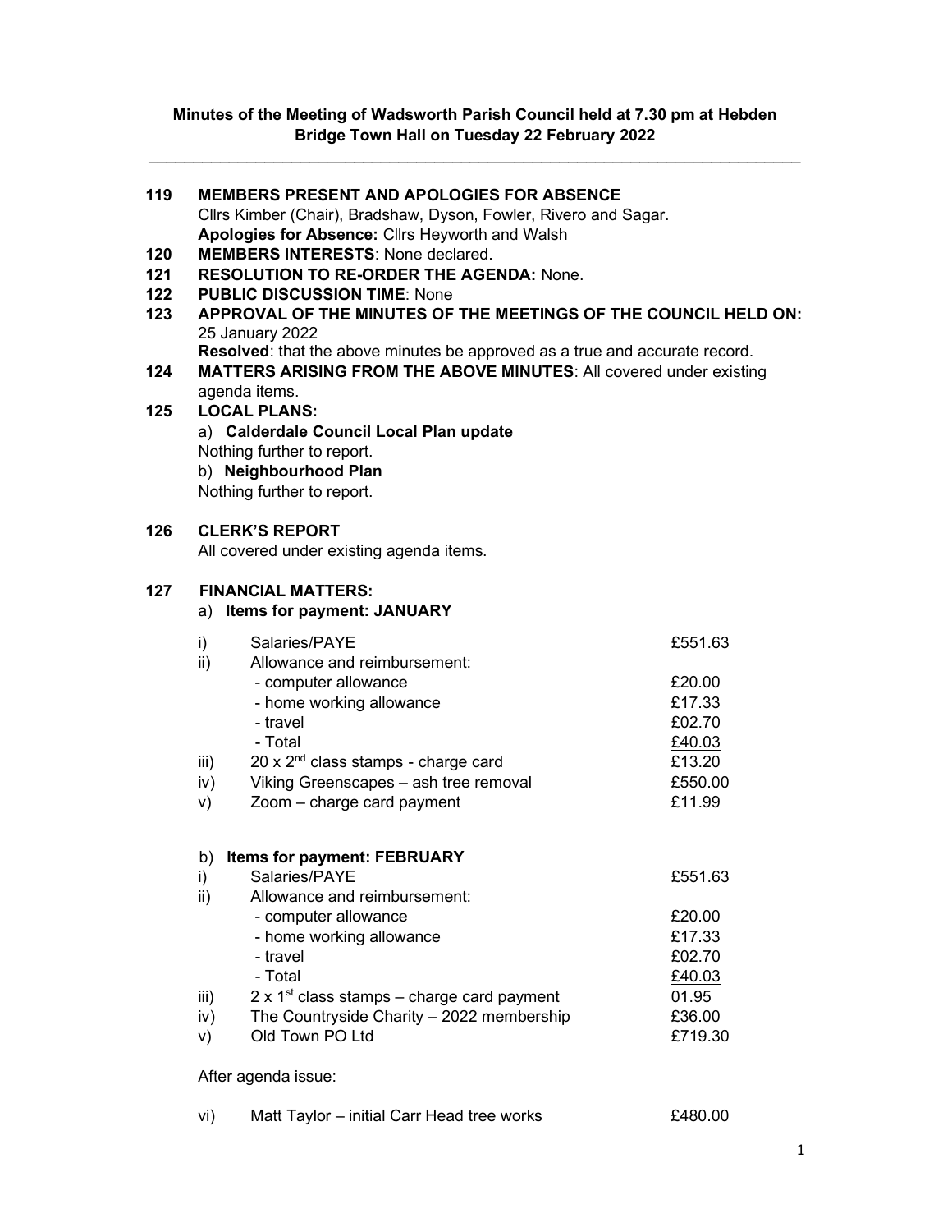# Minutes of the Meeting of Wadsworth Parish Council held at 7.30 pm at Hebden Bridge Town Hall on Tuesday 22 February 2022

---

**119 MEMBERS PRESENT AND APOLOGIES FOR ABSENCE**

Cllrs Kimber (Chair), Bradshaw, Dyson, Fowler, Rivero and Sagar.

**Apologies for Absence:** Cllrs Heyworth and Walsh

**120 MEMBERS INTERESTS**: None declared.

**121 RESOLUTION TO RE-ORDER THE AGENDA:** None.

**122 PUBLIC DISCUSSION TIME**: None

**123 APPROVAL OF THE MINUTES OF THE MEETINGS OF THE COUNCIL HELD ON:** 25 January 2022

**Resolved**: that the above minutes be approved as a true and accurate record.

**124 MATTERS ARISING FROM THE ABOVE MINUTES**: All covered under existing agenda items.

**125 LOCAL PLANS:**

a) **Calderdale Council Local Plan update**

Nothing further to report.

b) **Neighbourhood Plan**

Nothing further to report.

**126 CLERK'S REPORT**

All covered under existing agenda items.

**127 FINANCIAL MATTERS:**

a) **Items for payment: JANUARY**

| | | |
|---|---|---|
| i) | Salaries/PAYE | £551.63 |
| ii) | Allowance and reimbursement: | |
| | - computer allowance | £20.00 |
| | - home working allowance | £17.33 |
| | - travel | £02.70 |
| | - Total | £40.03 |
| iii) | 20 x 2nd class stamps - charge card | £13.20 |
| iv) | Viking Greenscapes – ash tree removal | £550.00 |
| v) | Zoom – charge card payment | £11.99 |

b) **Items for payment: FEBRUARY**

| | | |
|---|---|---|
| i) | Salaries/PAYE | £551.63 |
| ii) | Allowance and reimbursement: | |
| | - computer allowance | £20.00 |
| | - home working allowance | £17.33 |
| | - travel | £02.70 |
| | - Total | £40.03 |
| iii) | 2 x 1st class stamps – charge card payment | 01.95 |
| iv) | The Countryside Charity – 2022 membership | £36.00 |
| v) | Old Town PO Ltd | £719.30 |

After agenda issue:

| | | |
|---|---|---|
| vi) | Matt Taylor – initial Carr Head tree works | £480.00 |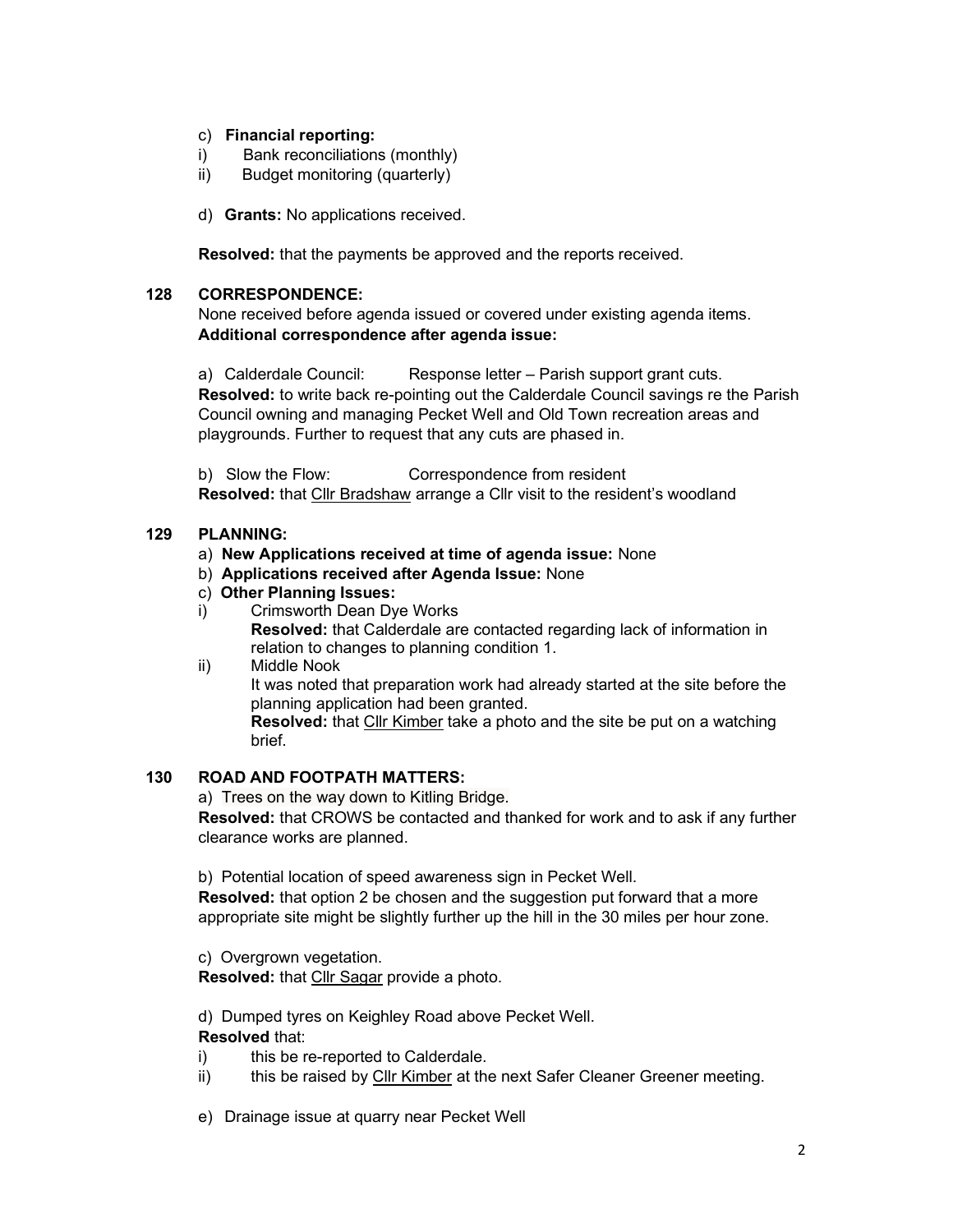c) **Financial reporting:**

i) Bank reconciliations (monthly)

ii) Budget monitoring (quarterly)

d) **Grants:** No applications received.

**Resolved:** that the payments be approved and the reports received.

## 128 CORRESPONDENCE:

None received before agenda issued or covered under existing agenda items.

**Additional correspondence after agenda issue:**

a) Calderdale Council: Response letter – Parish support grant cuts.

**Resolved:** to write back re-pointing out the Calderdale Council savings re the Parish Council owning and managing Pecket Well and Old Town recreation areas and playgrounds. Further to request that any cuts are phased in.

b) Slow the Flow: Correspondence from resident

**Resolved:** that Cllr Bradshaw arrange a Cllr visit to the resident's woodland

## 129 PLANNING:

a) **New Applications received at time of agenda issue:** None

b) **Applications received after Agenda Issue:** None

c) **Other Planning Issues:**

i) Crimsworth Dean Dye Works

**Resolved:** that Calderdale are contacted regarding lack of information in relation to changes to planning condition 1.

ii) Middle Nook

It was noted that preparation work had already started at the site before the planning application had been granted.

**Resolved:** that Cllr Kimber take a photo and the site be put on a watching brief.

## 130 ROAD AND FOOTPATH MATTERS:

a) Trees on the way down to Kitling Bridge.

**Resolved:** that CROWS be contacted and thanked for work and to ask if any further clearance works are planned.

b) Potential location of speed awareness sign in Pecket Well.

**Resolved:** that option 2 be chosen and the suggestion put forward that a more appropriate site might be slightly further up the hill in the 30 miles per hour zone.

c) Overgrown vegetation.

**Resolved:** that Cllr Sagar provide a photo.

d) Dumped tyres on Keighley Road above Pecket Well.

**Resolved** that:

i) this be re-reported to Calderdale.

ii) this be raised by Cllr Kimber at the next Safer Cleaner Greener meeting.

e) Drainage issue at quarry near Pecket Well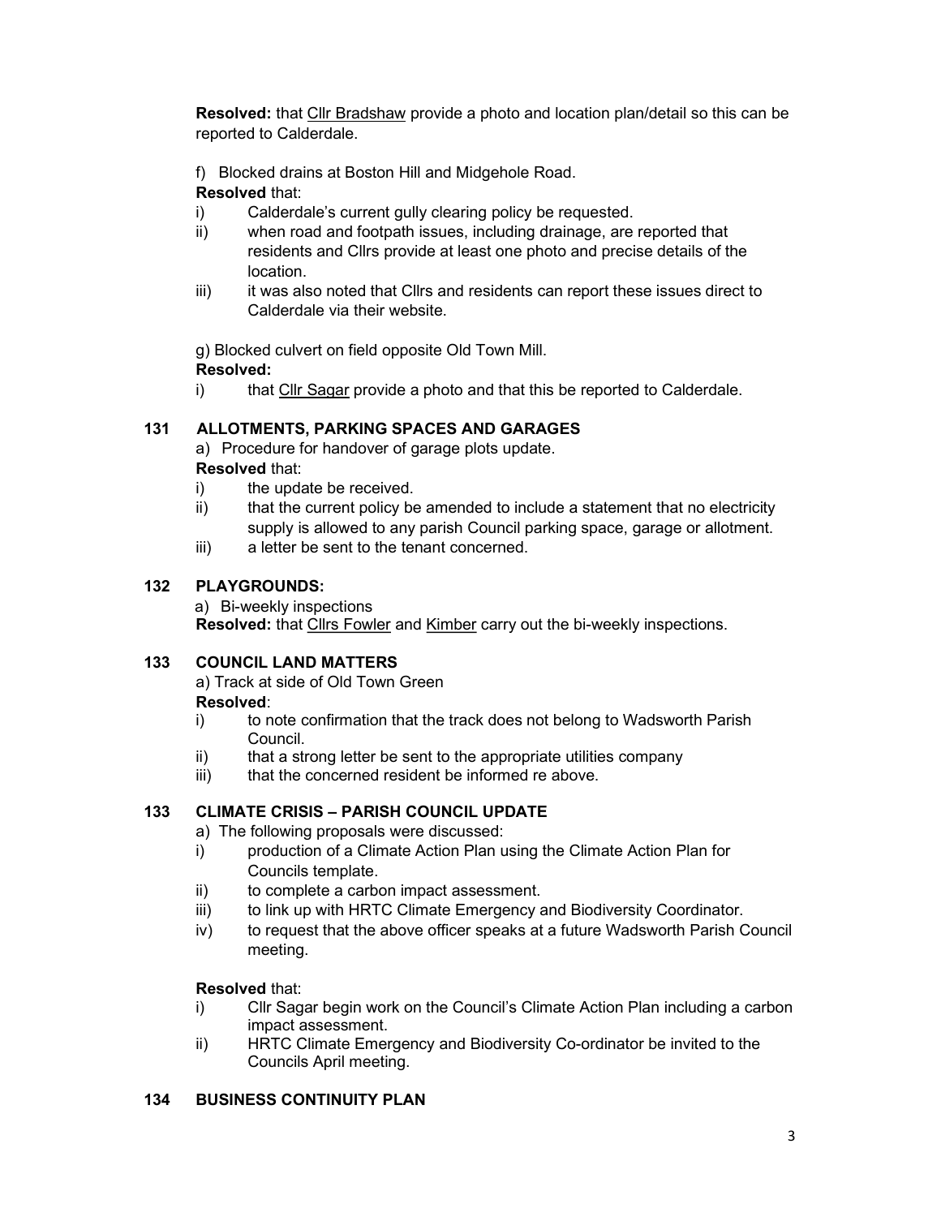**Resolved:** that Cllr Bradshaw provide a photo and location plan/detail so this can be reported to Calderdale.

f) Blocked drains at Boston Hill and Midgehole Road.

**Resolved** that:

i) Calderdale's current gully clearing policy be requested.

ii) when road and footpath issues, including drainage, are reported that residents and Cllrs provide at least one photo and precise details of the location.

iii) it was also noted that Cllrs and residents can report these issues direct to Calderdale via their website.

g) Blocked culvert on field opposite Old Town Mill.

**Resolved:**

i) that Cllr Sagar provide a photo and that this be reported to Calderdale.

## 131 ALLOTMENTS, PARKING SPACES AND GARAGES

a) Procedure for handover of garage plots update.

**Resolved** that:

i) the update be received.

ii) that the current policy be amended to include a statement that no electricity supply is allowed to any parish Council parking space, garage or allotment.

iii) a letter be sent to the tenant concerned.

## 132 PLAYGROUNDS:

a) Bi-weekly inspections

**Resolved:** that Cllrs Fowler and Kimber carry out the bi-weekly inspections.

## 133 COUNCIL LAND MATTERS

a) Track at side of Old Town Green

**Resolved**:

i) to note confirmation that the track does not belong to Wadsworth Parish Council.

ii) that a strong letter be sent to the appropriate utilities company

iii) that the concerned resident be informed re above.

## 133 CLIMATE CRISIS – PARISH COUNCIL UPDATE

a) The following proposals were discussed:

i) production of a Climate Action Plan using the Climate Action Plan for Councils template.

ii) to complete a carbon impact assessment.

iii) to link up with HRTC Climate Emergency and Biodiversity Coordinator.

iv) to request that the above officer speaks at a future Wadsworth Parish Council meeting.

**Resolved** that:

i) Cllr Sagar begin work on the Council's Climate Action Plan including a carbon impact assessment.

ii) HRTC Climate Emergency and Biodiversity Co-ordinator be invited to the Councils April meeting.

## 134 BUSINESS CONTINUITY PLAN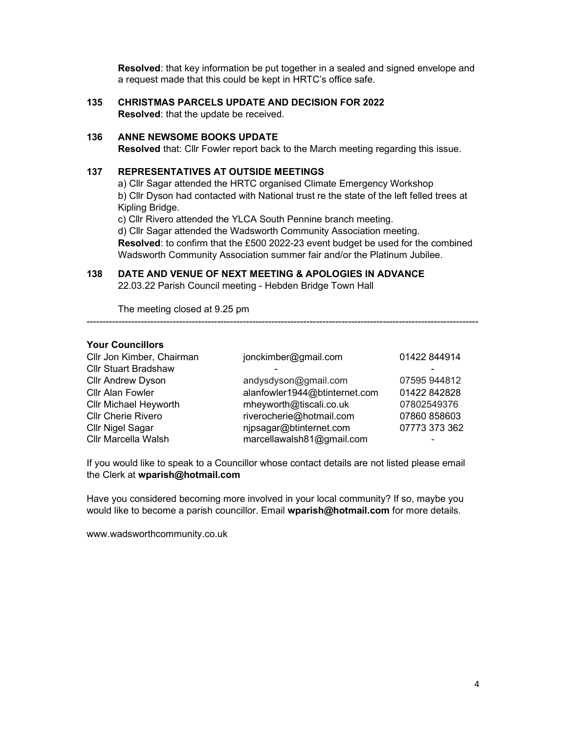**Resolved**: that key information be put together in a sealed and signed envelope and a request made that this could be kept in HRTC's office safe.

**135 CHRISTMAS PARCELS UPDATE AND DECISION FOR 2022**

**Resolved**: that the update be received.

**136 ANNE NEWSOME BOOKS UPDATE**

**Resolved** that: Cllr Fowler report back to the March meeting regarding this issue.

**137 REPRESENTATIVES AT OUTSIDE MEETINGS**

a) Cllr Sagar attended the HRTC organised Climate Emergency Workshop

b) Cllr Dyson had contacted with National trust re the state of the left felled trees at Kipling Bridge.

c) Cllr Rivero attended the YLCA South Pennine branch meeting.

d) Cllr Sagar attended the Wadsworth Community Association meeting.

**Resolved**: to confirm that the £500 2022-23 event budget be used for the combined Wadsworth Community Association summer fair and/or the Platinum Jubilee.

**138 DATE AND VENUE OF NEXT MEETING & APOLOGIES IN ADVANCE**

22.03.22 Parish Council meeting - Hebden Bridge Town Hall

The meeting closed at 9.25 pm

---

**Your Councillors**

| | | |
|---|---|---|
| Cllr Jon Kimber, Chairman | jonckimber@gmail.com | 01422 844914 |
| Cllr Stuart Bradshaw | - | - |
| Cllr Andrew Dyson | andysdyson@gmail.com | 07595 944812 |
| Cllr Alan Fowler | alanfowler1944@btinternet.com | 01422 842828 |
| Cllr Michael Heyworth | mheyworth@tiscali.co.uk | 07802549376 |
| Cllr Cherie Rivero | riverocherie@hotmail.com | 07860 858603 |
| Cllr Nigel Sagar | njpsagar@btinternet.com | 07773 373 362 |
| Cllr Marcella Walsh | marcellawalsh81@gmail.com | - |

If you would like to speak to a Councillor whose contact details are not listed please email the Clerk at **wparish@hotmail.com**

Have you considered becoming more involved in your local community? If so, maybe you would like to become a parish councillor. Email **wparish@hotmail.com** for more details.

www.wadsworthcommunity.co.uk